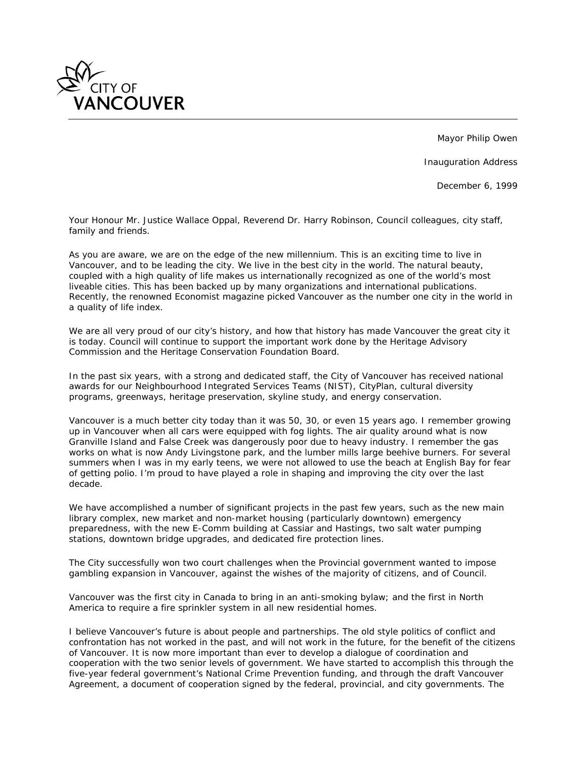CITY OF VANCOUVER

Mayor Philip Owen

Inauguration Address

December 6, 1999

Your Honour Mr. Justice Wallace Oppal, Reverend Dr. Harry Robinson, Council colleagues, city staff, family and friends.

As you are aware, we are on the edge of the new millennium. This is an exciting time to live in Vancouver, and to be leading the city. We live in the best city in the world. The natural beauty, coupled with a high quality of life makes us internationally recognized as one of the world's most liveable cities. This has been backed up by many organizations and international publications. Recently, the renowned Economist magazine picked Vancouver as the number one city in the world in a quality of life index.

We are all very proud of our city's history, and how that history has made Vancouver the great city it is today. Council will continue to support the important work done by the Heritage Advisory Commission and the Heritage Conservation Foundation Board.

In the past six years, with a strong and dedicated staff, the City of Vancouver has received national awards for our Neighbourhood Integrated Services Teams (NIST), CityPlan, cultural diversity programs, greenways, heritage preservation, skyline study, and energy conservation.

Vancouver is a much better city today than it was 50, 30, or even 15 years ago. I remember growing up in Vancouver when all cars were equipped with fog lights. The air quality around what is now Granville Island and False Creek was dangerously poor due to heavy industry. I remember the gas works on what is now Andy Livingstone park, and the lumber mills large beehive burners. For several summers when I was in my early teens, we were not allowed to use the beach at English Bay for fear of getting polio. I'm proud to have played a role in shaping and improving the city over the last decade.

We have accomplished a number of significant projects in the past few years, such as the new main library complex, new market and non-market housing (particularly downtown) emergency preparedness, with the new E-Comm building at Cassiar and Hastings, two salt water pumping stations, downtown bridge upgrades, and dedicated fire protection lines.

The City successfully won two court challenges when the Provincial government wanted to impose gambling expansion in Vancouver, against the wishes of the majority of citizens, and of Council.

Vancouver was the first city in Canada to bring in an anti-smoking bylaw; and the first in North America to require a fire sprinkler system in all new residential homes.

I believe Vancouver's future is about people and partnerships. The old style politics of conflict and confrontation has not worked in the past, and will not work in the future, for the benefit of the citizens of Vancouver. It is now more important than ever to develop a dialogue of coordination and cooperation with the two senior levels of government. We have started to accomplish this through the five-year federal government's National Crime Prevention funding, and through the draft Vancouver Agreement, a document of cooperation signed by the federal, provincial, and city governments. The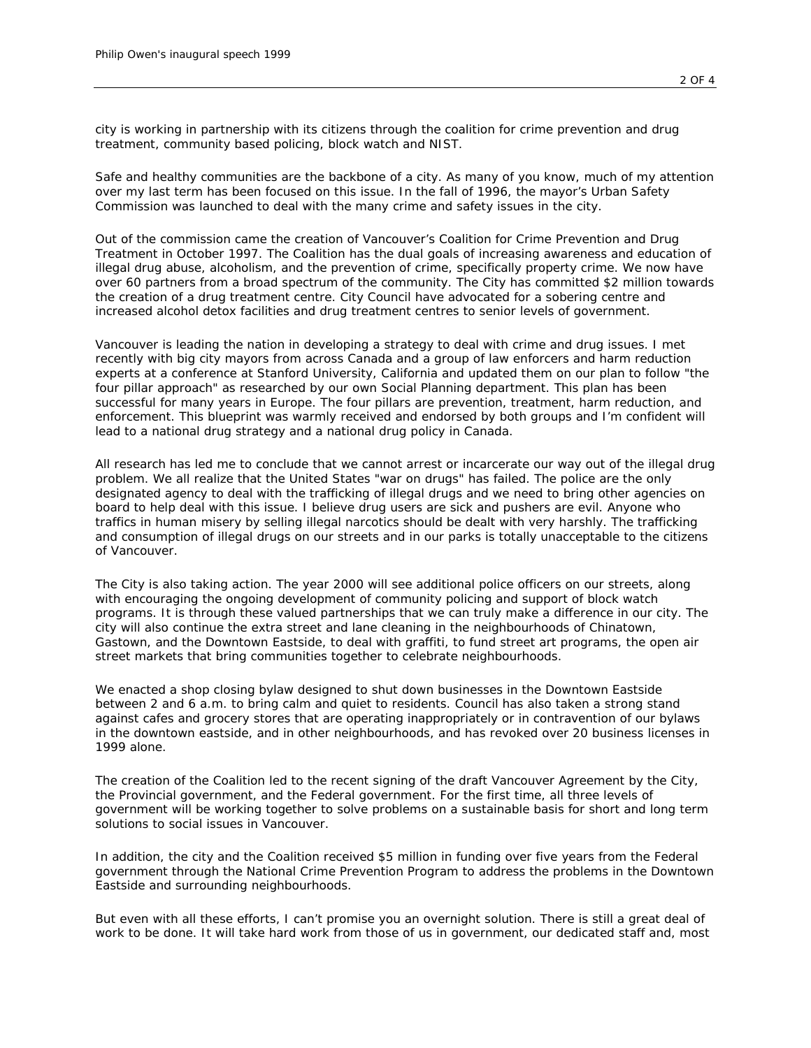city is working in partnership with its citizens through the coalition for crime prevention and drug treatment, community based policing, block watch and NIST.

Safe and healthy communities are the backbone of a city. As many of you know, much of my attention over my last term has been focused on this issue. In the fall of 1996, the mayor's Urban Safety Commission was launched to deal with the many crime and safety issues in the city.

Out of the commission came the creation of Vancouver's Coalition for Crime Prevention and Drug Treatment in October 1997. The Coalition has the dual goals of increasing awareness and education of illegal drug abuse, alcoholism, and the prevention of crime, specifically property crime. We now have over 60 partners from a broad spectrum of the community. The City has committed $2 million towards the creation of a drug treatment centre. City Council have advocated for a sobering centre and increased alcohol detox facilities and drug treatment centres to senior levels of government.

Vancouver is leading the nation in developing a strategy to deal with crime and drug issues. I met recently with big city mayors from across Canada and a group of law enforcers and harm reduction experts at a conference at Stanford University, California and updated them on our plan to follow "the four pillar approach" as researched by our own Social Planning department. This plan has been successful for many years in Europe. The four pillars are prevention, treatment, harm reduction, and enforcement. This blueprint was warmly received and endorsed by both groups and I'm confident will lead to a national drug strategy and a national drug policy in Canada.

All research has led me to conclude that we cannot arrest or incarcerate our way out of the illegal drug problem. We all realize that the United States "war on drugs" has failed. The police are the only designated agency to deal with the trafficking of illegal drugs and we need to bring other agencies on board to help deal with this issue. I believe drug users are sick and pushers are evil. Anyone who traffics in human misery by selling illegal narcotics should be dealt with very harshly. The trafficking and consumption of illegal drugs on our streets and in our parks is totally unacceptable to the citizens of Vancouver.

The City is also taking action. The year 2000 will see additional police officers on our streets, along with encouraging the ongoing development of community policing and support of block watch programs. It is through these valued partnerships that we can truly make a difference in our city. The city will also continue the extra street and lane cleaning in the neighbourhoods of Chinatown, Gastown, and the Downtown Eastside, to deal with graffiti, to fund street art programs, the open air street markets that bring communities together to celebrate neighbourhoods.

We enacted a shop closing bylaw designed to shut down businesses in the Downtown Eastside between 2 and 6 a.m. to bring calm and quiet to residents. Council has also taken a strong stand against cafes and grocery stores that are operating inappropriately or in contravention of our bylaws in the downtown eastside, and in other neighbourhoods, and has revoked over 20 business licenses in 1999 alone.

The creation of the Coalition led to the recent signing of the draft Vancouver Agreement by the City, the Provincial government, and the Federal government. For the first time, all three levels of government will be working together to solve problems on a sustainable basis for short and long term solutions to social issues in Vancouver.

In addition, the city and the Coalition received $5 million in funding over five years from the Federal government through the National Crime Prevention Program to address the problems in the Downtown Eastside and surrounding neighbourhoods.

But even with all these efforts, I can't promise you an overnight solution. There is still a great deal of work to be done. It will take hard work from those of us in government, our dedicated staff and, most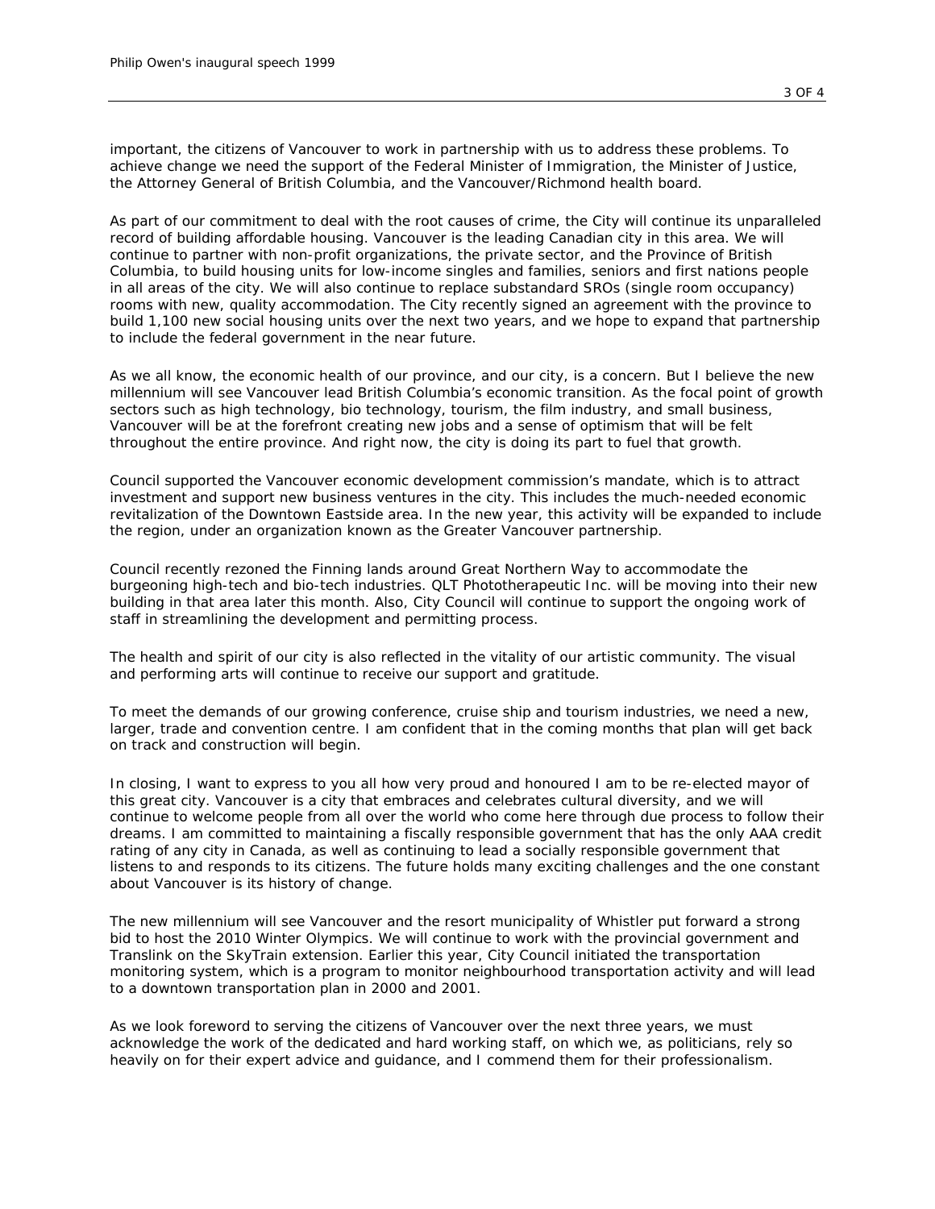important, the citizens of Vancouver to work in partnership with us to address these problems. To achieve change we need the support of the Federal Minister of Immigration, the Minister of Justice, the Attorney General of British Columbia, and the Vancouver/Richmond health board.

As part of our commitment to deal with the root causes of crime, the City will continue its unparalleled record of building affordable housing. Vancouver is the leading Canadian city in this area. We will continue to partner with non-profit organizations, the private sector, and the Province of British Columbia, to build housing units for low-income singles and families, seniors and first nations people in all areas of the city. We will also continue to replace substandard SROs (single room occupancy) rooms with new, quality accommodation. The City recently signed an agreement with the province to build 1,100 new social housing units over the next two years, and we hope to expand that partnership to include the federal government in the near future.

As we all know, the economic health of our province, and our city, is a concern. But I believe the new millennium will see Vancouver lead British Columbia's economic transition. As the focal point of growth sectors such as high technology, bio technology, tourism, the film industry, and small business, Vancouver will be at the forefront creating new jobs and a sense of optimism that will be felt throughout the entire province. And right now, the city is doing its part to fuel that growth.

Council supported the Vancouver economic development commission's mandate, which is to attract investment and support new business ventures in the city. This includes the much-needed economic revitalization of the Downtown Eastside area. In the new year, this activity will be expanded to include the region, under an organization known as the Greater Vancouver partnership.

Council recently rezoned the Finning lands around Great Northern Way to accommodate the burgeoning high-tech and bio-tech industries. QLT Phototherapeutic Inc. will be moving into their new building in that area later this month. Also, City Council will continue to support the ongoing work of staff in streamlining the development and permitting process.

The health and spirit of our city is also reflected in the vitality of our artistic community. The visual and performing arts will continue to receive our support and gratitude.

To meet the demands of our growing conference, cruise ship and tourism industries, we need a new, larger, trade and convention centre. I am confident that in the coming months that plan will get back on track and construction will begin.

In closing, I want to express to you all how very proud and honoured I am to be re-elected mayor of this great city. Vancouver is a city that embraces and celebrates cultural diversity, and we will continue to welcome people from all over the world who come here through due process to follow their dreams. I am committed to maintaining a fiscally responsible government that has the only AAA credit rating of any city in Canada, as well as continuing to lead a socially responsible government that listens to and responds to its citizens. The future holds many exciting challenges and the one constant about Vancouver is its history of change.

The new millennium will see Vancouver and the resort municipality of Whistler put forward a strong bid to host the 2010 Winter Olympics. We will continue to work with the provincial government and Translink on the SkyTrain extension. Earlier this year, City Council initiated the transportation monitoring system, which is a program to monitor neighbourhood transportation activity and will lead to a downtown transportation plan in 2000 and 2001.

As we look foreword to serving the citizens of Vancouver over the next three years, we must acknowledge the work of the dedicated and hard working staff, on which we, as politicians, rely so heavily on for their expert advice and guidance, and I commend them for their professionalism.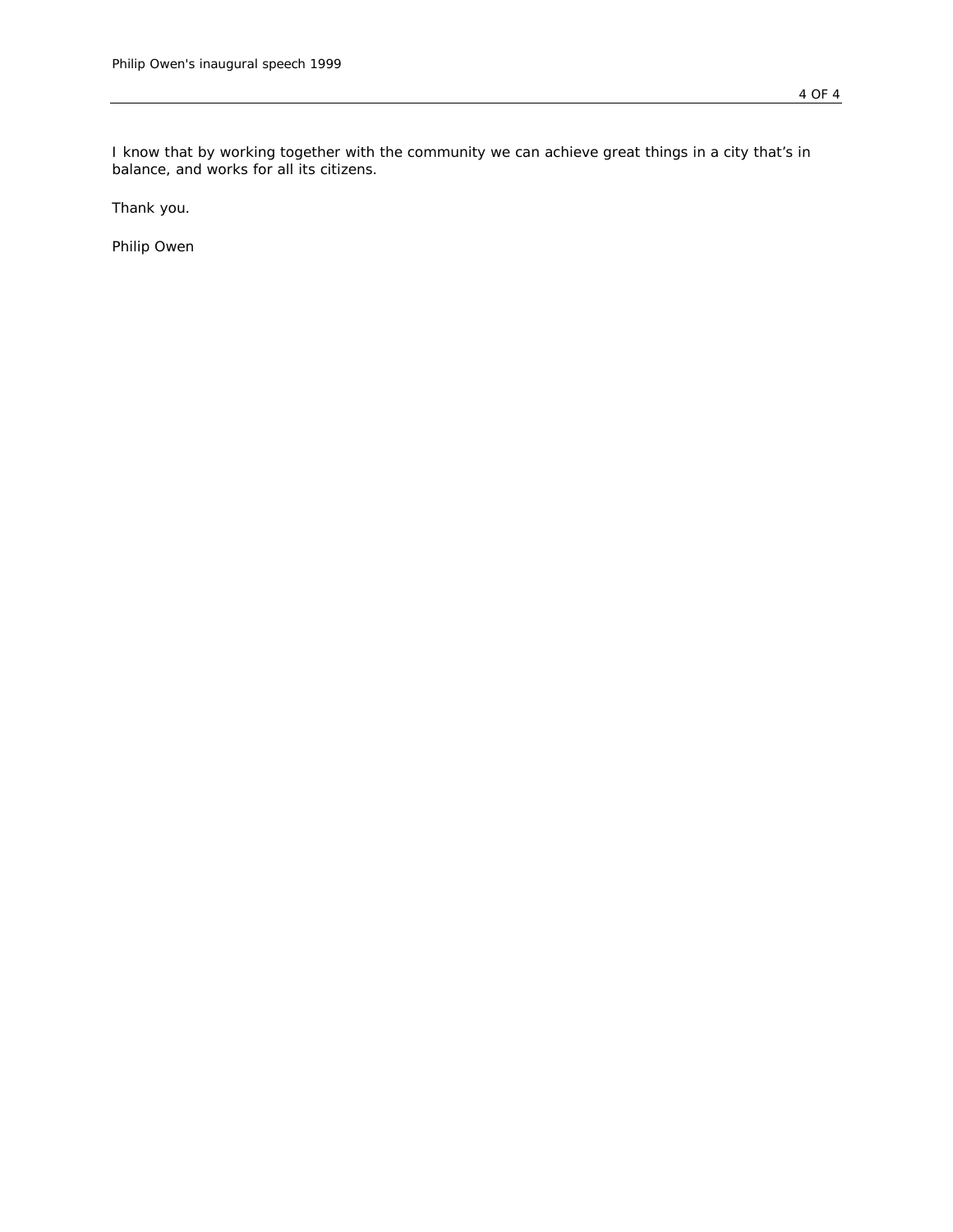I know that by working together with the community we can achieve great things in a city that’s in balance, and works for all its citizens.

Thank you.

Philip Owen